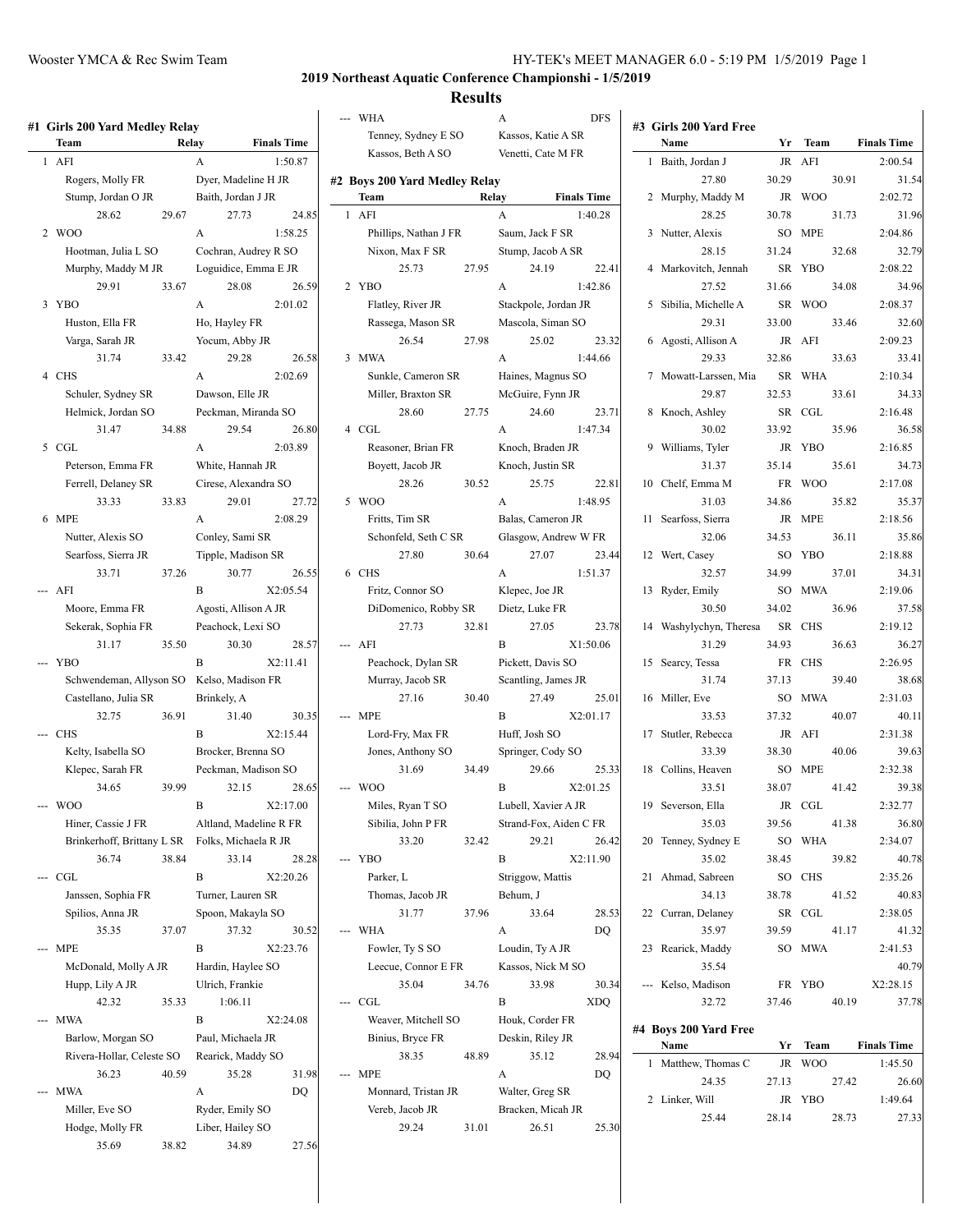## 2019 Northeast Aquatic Conference Championshi - 1/5/2019

## Results

### #1 Girls 200 Yard Medley Relay

| | Team | Relay | Finals Time |
|---|---|---|---|
| 1 | AFI | A | 1:50.87 |
| | Rogers, Molly FR; Dyer, Madeline H JR; Stump, Jordan O JR; Baith, Jordan J JR | | |
| | 28.62 29.67 27.73 24.85 | | |
| 2 | WOO | A | 1:58.25 |
| | Hootman, Julia L SO; Cochran, Audrey R SO; Murphy, Maddy M JR; Loguidice, Emma E JR | | |
| | 29.91 33.67 28.08 26.59 | | |
| 3 | YBO | A | 2:01.02 |
| | Huston, Ella FR; Ho, Hayley FR; Varga, Sarah JR; Yocum, Abby JR | | |
| | 31.74 33.42 29.28 26.58 | | |
| 4 | CHS | A | 2:02.69 |
| | Schuler, Sydney SR; Dawson, Elle JR; Helmick, Jordan SO; Peckman, Miranda SO | | |
| | 31.47 34.88 29.54 26.80 | | |
| 5 | CGL | A | 2:03.89 |
| | Peterson, Emma FR; White, Hannah JR; Ferrell, Delaney SR; Cirese, Alexandra SO | | |
| | 33.33 33.83 29.01 27.72 | | |
| 6 | MPE | A | 2:08.29 |
| | Nutter, Alexis SO; Conley, Sami SR; Searfoss, Sierra JR; Tipple, Madison SR | | |
| | 33.71 37.26 30.77 26.55 | | |
| --- | AFI | B | X2:05.54 |
| | Moore, Emma FR; Agosti, Allison A JR; Sekerak, Sophia FR; Peachock, Lexi SO | | |
| | 31.17 35.50 30.30 28.57 | | |
| --- | YBO | B | X2:11.41 |
| | Schwendeman, Allyson SO; Kelso, Madison FR; Castellano, Julia SR; Brinkely, A | | |
| | 32.75 36.91 31.40 30.35 | | |
| --- | CHS | B | X2:15.44 |
| | Kelty, Isabella SO; Brocker, Brenna SO; Klepec, Sarah FR; Peckman, Madison SO | | |
| | 34.65 39.99 32.15 28.65 | | |
| --- | WOO | B | X2:17.00 |
| | Hiner, Cassie J FR; Altland, Madeline R FR; Brinkerhoff, Brittany L SR; Folks, Michaela R JR | | |
| | 36.74 38.84 33.14 28.28 | | |
| --- | CGL | B | X2:20.26 |
| | Janssen, Sophia FR; Turner, Lauren SR; Spilios, Anna JR; Spoon, Makayla SO | | |
| | 35.35 37.07 37.32 30.52 | | |
| --- | MPE | B | X2:23.76 |
| | McDonald, Molly A JR; Hardin, Haylee SO; Hupp, Lily A JR; Ulrich, Frankie | | |
| | 42.32 35.33 1:06.11 | | |
| --- | MWA | B | X2:24.08 |
| | Barlow, Morgan SO; Paul, Michaela JR; Rivera-Hollar, Celeste SO; Rearick, Maddy SO | | |
| | 36.23 40.59 35.28 31.98 | | |
| --- | MWA | A | DQ |
| | Miller, Eve SO; Ryder, Emily SO; Hodge, Molly FR; Liber, Hailey SO | | |
| | 35.69 38.82 34.89 27.56 | | |
| --- | WHA | A | DFS |
| | Tenney, Sydney E SO; Kassos, Katie A SR; Kassos, Beth A SO; Venetti, Cate M FR | | |

### #2 Boys 200 Yard Medley Relay

| | Team | Relay | Finals Time |
|---|---|---|---|
| 1 | AFI | A | 1:40.28 |
| | Phillips, Nathan J FR; Saum, Jack F SR; Nixon, Max F SR; Stump, Jacob A SR | | |
| | 25.73 27.95 24.19 22.41 | | |
| 2 | YBO | A | 1:42.86 |
| | Flatley, River JR; Stackpole, Jordan JR; Rassega, Mason SR; Mascola, Siman SO | | |
| | 26.54 27.98 25.02 23.32 | | |
| 3 | MWA | A | 1:44.66 |
| | Sunkle, Cameron SR; Haines, Magnus SO; Miller, Braxton SR; McGuire, Fynn JR | | |
| | 28.60 27.75 24.60 23.71 | | |
| 4 | CGL | A | 1:47.34 |
| | Reasoner, Brian FR; Knoch, Braden JR; Boyett, Jacob JR; Knoch, Justin SR | | |
| | 28.26 30.52 25.75 22.81 | | |
| 5 | WOO | A | 1:48.95 |
| | Fritts, Tim SR; Balas, Cameron JR; Schonfeld, Seth C SR; Glasgow, Andrew W FR | | |
| | 27.80 30.64 27.07 23.44 | | |
| 6 | CHS | A | 1:51.37 |
| | Fritz, Connor SO; Klepec, Joe JR; DiDomenico, Robby SR; Dietz, Luke FR | | |
| | 27.73 32.81 27.05 23.78 | | |
| --- | AFI | B | X1:50.06 |
| | Peachock, Dylan SR; Pickett, Davis SO; Murray, Jacob SR; Scantling, James JR | | |
| | 27.16 30.40 27.49 25.01 | | |
| --- | MPE | B | X2:01.17 |
| | Lord-Fry, Max FR; Huff, Josh SO; Jones, Anthony SO; Springer, Cody SO | | |
| | 31.69 34.49 29.66 25.33 | | |
| --- | WOO | B | X2:01.25 |
| | Miles, Ryan T SO; Lubell, Xavier A JR; Sibilia, John P FR; Strand-Fox, Aiden C FR | | |
| | 33.20 32.42 29.21 26.42 | | |
| --- | YBO | B | X2:11.90 |
| | Parker, L; Striggow, Mattis; Thomas, Jacob JR; Behum, J | | |
| | 31.77 37.96 33.64 28.53 | | |
| --- | WHA | A | DQ |
| | Fowler, Ty S SO; Loudin, Ty A JR; Leecue, Connor E FR; Kassos, Nick M SO | | |
| | 35.04 34.76 33.98 30.34 | | |
| --- | CGL | B | XDQ |
| | Weaver, Mitchell SO; Houk, Corder FR; Binius, Bryce FR; Deskin, Riley JR | | |
| | 38.35 48.89 35.12 28.94 | | |
| --- | MPE | A | DQ |
| | Monnard, Tristan JR; Walter, Greg SR; Vereb, Jacob JR; Bracken, Micah JR | | |
| | 29.24 31.01 26.51 25.30 | | |

### #3 Girls 200 Yard Free

| | Name | Yr | Team | Finals Time |
|---|---|---|---|---|
| 1 | Baith, Jordan J | JR | AFI | 2:00.54 |
| | 27.80 30.29 30.91 31.54 | | | |
| 2 | Murphy, Maddy M | JR | WOO | 2:02.72 |
| | 28.25 30.78 31.73 31.96 | | | |
| 3 | Nutter, Alexis | SO | MPE | 2:04.86 |
| | 28.15 31.24 32.68 32.79 | | | |
| 4 | Markovitch, Jennah | SR | YBO | 2:08.22 |
| | 27.52 31.66 34.08 34.96 | | | |
| 5 | Sibilia, Michelle A | SR | WOO | 2:08.37 |
| | 29.31 33.00 33.46 32.60 | | | |
| 6 | Agosti, Allison A | JR | AFI | 2:09.23 |
| | 29.33 32.86 33.63 33.41 | | | |
| 7 | Mowatt-Larssen, Mia | SR | WHA | 2:10.34 |
| | 29.87 32.53 33.61 34.33 | | | |
| 8 | Knoch, Ashley | SR | CGL | 2:16.48 |
| | 30.02 33.92 35.96 36.58 | | | |
| 9 | Williams, Tyler | JR | YBO | 2:16.85 |
| | 31.37 35.14 35.61 34.73 | | | |
| 10 | Chelf, Emma M | FR | WOO | 2:17.08 |
| | 31.03 34.86 35.82 35.37 | | | |
| 11 | Searfoss, Sierra | JR | MPE | 2:18.56 |
| | 32.06 34.53 36.11 35.86 | | | |
| 12 | Wert, Casey | SO | YBO | 2:18.88 |
| | 32.57 34.99 37.01 34.31 | | | |
| 13 | Ryder, Emily | SO | MWA | 2:19.06 |
| | 30.50 34.02 36.96 37.58 | | | |
| 14 | Washylychyn, Theresa | SR | CHS | 2:19.12 |
| | 31.29 34.93 36.63 36.27 | | | |
| 15 | Searcy, Tessa | FR | CHS | 2:26.95 |
| | 31.74 37.13 39.40 38.68 | | | |
| 16 | Miller, Eve | SO | MWA | 2:31.03 |
| | 33.53 37.32 40.07 40.11 | | | |
| 17 | Stutler, Rebecca | JR | AFI | 2:31.38 |
| | 33.39 38.30 40.06 39.63 | | | |
| 18 | Collins, Heaven | SO | MPE | 2:32.38 |
| | 33.51 38.07 41.42 39.38 | | | |
| 19 | Severson, Ella | JR | CGL | 2:32.77 |
| | 35.03 39.56 41.38 36.80 | | | |
| 20 | Tenney, Sydney E | SO | WHA | 2:34.07 |
| | 35.02 38.45 39.82 40.78 | | | |
| 21 | Ahmad, Sabreen | SO | CHS | 2:35.26 |
| | 34.13 38.78 41.52 40.83 | | | |
| 22 | Curran, Delaney | SR | CGL | 2:38.05 |
| | 35.97 39.59 41.17 41.32 | | | |
| 23 | Rearick, Maddy | SO | MWA | 2:41.53 |
| | 35.54 40.79 | | | |
| --- | Kelso, Madison | FR | YBO | X2:28.15 |
| | 32.72 37.46 40.19 37.78 | | | |

### #4 Boys 200 Yard Free

| | Name | Yr | Team | Finals Time |
|---|---|---|---|---|
| 1 | Matthew, Thomas C | JR | WOO | 1:45.50 |
| | 24.35 27.13 27.42 26.60 | | | |
| 2 | Linker, Will | JR | YBO | 1:49.64 |
| | 25.44 28.14 28.73 27.33 | | | |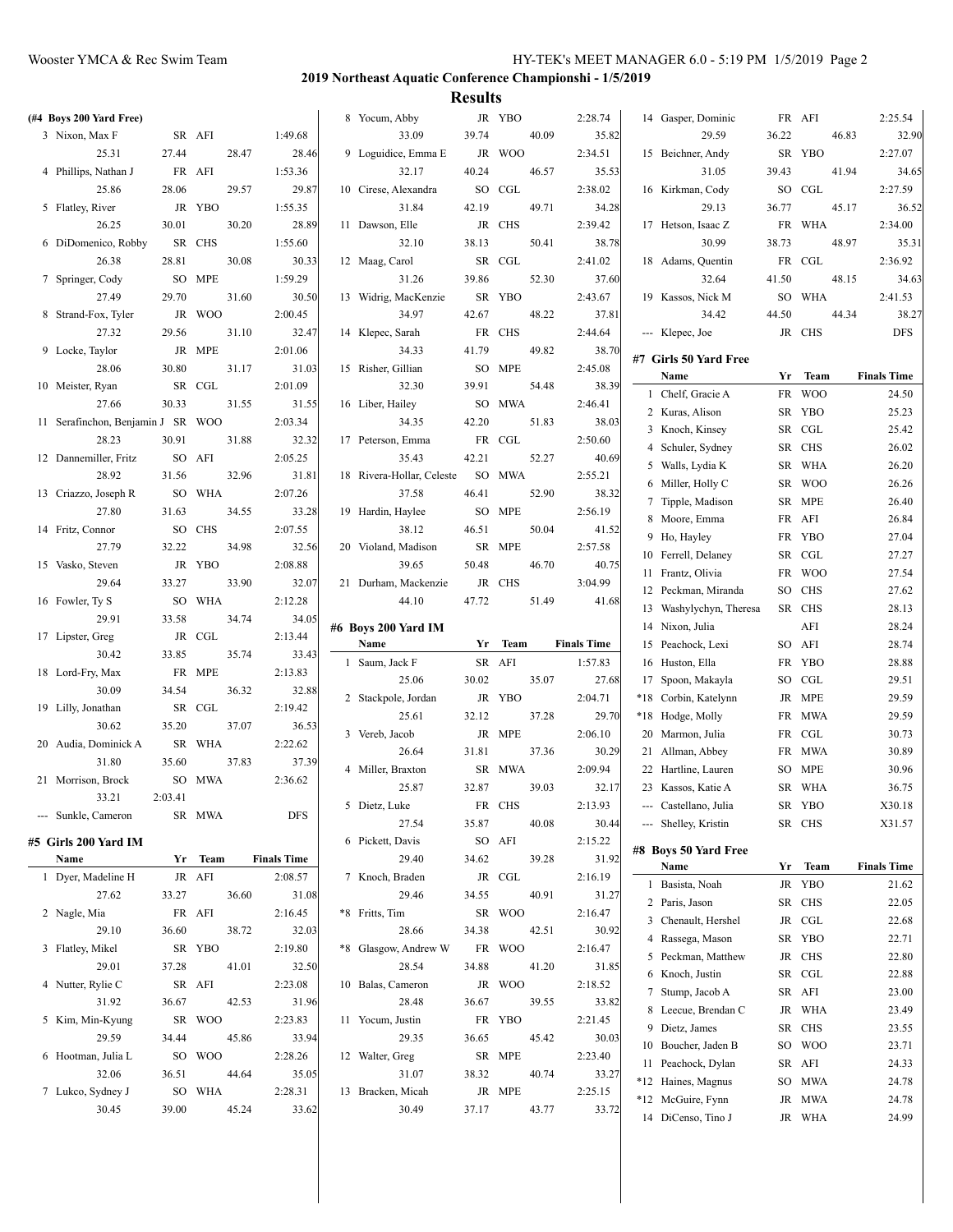## 2019 Northeast Aquatic Conference Championshi - 1/5/2019

### Results

**(#4 Boys 200 Yard Free)**

| Place | Name | Yr | Team | Finals Time |
|---|---|---|---|---|
| 3 | Nixon, Max F | SR | AFI | 1:49.68 |
| | 25.31 27.44 28.47 28.46 | | | |
| 4 | Phillips, Nathan J | FR | AFI | 1:53.36 |
| | 25.86 28.06 29.57 29.87 | | | |
| 5 | Flatley, River | JR | YBO | 1:55.35 |
| | 26.25 30.01 30.20 28.89 | | | |
| 6 | DiDomenico, Robby | SR | CHS | 1:55.60 |
| | 26.38 28.81 30.08 30.33 | | | |
| 7 | Springer, Cody | SO | MPE | 1:59.29 |
| | 27.49 29.70 31.60 30.50 | | | |
| 8 | Strand-Fox, Tyler | JR | WOO | 2:00.45 |
| | 27.32 29.56 31.10 32.47 | | | |
| 9 | Locke, Taylor | JR | MPE | 2:01.06 |
| | 28.06 30.80 31.17 31.03 | | | |
| 10 | Meister, Ryan | SR | CGL | 2:01.09 |
| | 27.66 30.33 31.55 31.55 | | | |
| 11 | Serafinchon, Benjamin J | SR | WOO | 2:03.34 |
| | 28.23 30.91 31.88 32.32 | | | |
| 12 | Dannemiller, Fritz | SO | AFI | 2:05.25 |
| | 28.92 31.56 32.96 31.81 | | | |
| 13 | Criazzo, Joseph R | SO | WHA | 2:07.26 |
| | 27.80 31.63 34.55 33.28 | | | |
| 14 | Fritz, Connor | SO | CHS | 2:07.55 |
| | 27.79 32.22 34.98 32.56 | | | |
| 15 | Vasko, Steven | JR | YBO | 2:08.88 |
| | 29.64 33.27 33.90 32.07 | | | |
| 16 | Fowler, Ty S | SO | WHA | 2:12.28 |
| | 29.91 33.58 34.74 34.05 | | | |
| 17 | Lipster, Greg | JR | CGL | 2:13.44 |
| | 30.42 33.85 35.74 33.43 | | | |
| 18 | Lord-Fry, Max | FR | MPE | 2:13.83 |
| | 30.09 34.54 36.32 32.88 | | | |
| 19 | Lilly, Jonathan | SR | CGL | 2:19.42 |
| | 30.62 35.20 37.07 36.53 | | | |
| 20 | Audia, Dominick A | SR | WHA | 2:22.62 |
| | 31.80 35.60 37.83 37.39 | | | |
| 21 | Morrison, Brock | SO | MWA | 2:36.62 |
| | 33.21 2:03.41 | | | |
| --- | Sunkle, Cameron | SR | MWA | DFS |

#### #5 Girls 200 Yard IM

| Place | Name | Yr | Team | Finals Time |
|---|---|---|---|---|
| 1 | Dyer, Madeline H | JR | AFI | 2:08.57 |
| | 27.62 33.27 36.60 31.08 | | | |
| 2 | Nagle, Mia | FR | AFI | 2:16.45 |
| | 29.10 36.60 38.72 32.03 | | | |
| 3 | Flatley, Mikel | SR | YBO | 2:19.80 |
| | 29.01 37.28 41.01 32.50 | | | |
| 4 | Nutter, Rylie C | SR | AFI | 2:23.08 |
| | 31.92 36.67 42.53 31.96 | | | |
| 5 | Kim, Min-Kyung | SR | WOO | 2:23.83 |
| | 29.59 34.44 45.86 33.94 | | | |
| 6 | Hootman, Julia L | SO | WOO | 2:28.26 |
| | 32.06 36.51 44.64 35.05 | | | |
| 7 | Lukco, Sydney J | SO | WHA | 2:28.31 |
| | 30.45 39.00 45.24 33.62 | | | |
| 8 | Yocum, Abby | JR | YBO | 2:28.74 |
| | 33.09 39.74 40.09 35.82 | | | |
| 9 | Loguidice, Emma E | JR | WOO | 2:34.51 |
| | 32.17 40.24 46.57 35.53 | | | |
| 10 | Cirese, Alexandra | SO | CGL | 2:38.02 |
| | 31.84 42.19 49.71 34.28 | | | |
| 11 | Dawson, Elle | JR | CHS | 2:39.42 |
| | 32.10 38.13 50.41 38.78 | | | |
| 12 | Maag, Carol | SR | CGL | 2:41.02 |
| | 31.26 39.86 52.30 37.60 | | | |
| 13 | Widrig, MacKenzie | SR | YBO | 2:43.67 |
| | 34.97 42.67 48.22 37.81 | | | |
| 14 | Klepec, Sarah | FR | CHS | 2:44.64 |
| | 34.33 41.79 49.82 38.70 | | | |
| 15 | Risher, Gillian | SO | MPE | 2:45.08 |
| | 32.30 39.91 54.48 38.39 | | | |
| 16 | Liber, Hailey | SO | MWA | 2:46.41 |
| | 34.35 42.20 51.83 38.03 | | | |
| 17 | Peterson, Emma | FR | CGL | 2:50.60 |
| | 35.43 42.21 52.27 40.69 | | | |
| 18 | Rivera-Hollar, Celeste | SO | MWA | 2:55.21 |
| | 37.58 46.41 52.90 38.32 | | | |
| 19 | Hardin, Haylee | SO | MPE | 2:56.19 |
| | 38.12 46.51 50.04 41.52 | | | |
| 20 | Violand, Madison | SR | MPE | 2:57.58 |
| | 39.65 50.48 46.70 40.75 | | | |
| 21 | Durham, Mackenzie | JR | CHS | 3:04.99 |
| | 44.10 47.72 51.49 41.68 | | | |

#### #6 Boys 200 Yard IM

| Place | Name | Yr | Team | Finals Time |
|---|---|---|---|---|
| 1 | Saum, Jack F | SR | AFI | 1:57.83 |
| | 25.06 30.02 35.07 27.68 | | | |
| 2 | Stackpole, Jordan | JR | YBO | 2:04.71 |
| | 25.61 32.12 37.28 29.70 | | | |
| 3 | Vereb, Jacob | JR | MPE | 2:06.10 |
| | 26.64 31.81 37.36 30.29 | | | |
| 4 | Miller, Braxton | SR | MWA | 2:09.94 |
| | 25.87 32.87 39.03 32.17 | | | |
| 5 | Dietz, Luke | FR | CHS | 2:13.93 |
| | 27.54 35.87 40.08 30.44 | | | |
| 6 | Pickett, Davis | SO | AFI | 2:15.22 |
| | 29.40 34.62 39.28 31.92 | | | |
| 7 | Knoch, Braden | JR | CGL | 2:16.19 |
| | 29.46 34.55 40.91 31.27 | | | |
| *8 | Fritts, Tim | SR | WOO | 2:16.47 |
| | 28.66 34.38 42.51 30.92 | | | |
| *8 | Glasgow, Andrew W | FR | WOO | 2:16.47 |
| | 28.54 34.88 41.20 31.85 | | | |
| 10 | Balas, Cameron | JR | WOO | 2:18.52 |
| | 28.48 36.67 39.55 33.82 | | | |
| 11 | Yocum, Justin | FR | YBO | 2:21.45 |
| | 29.35 36.65 45.42 30.03 | | | |
| 12 | Walter, Greg | SR | MPE | 2:23.40 |
| | 31.07 38.32 40.74 33.27 | | | |
| 13 | Bracken, Micah | JR | MPE | 2:25.15 |
| | 30.49 37.17 43.77 33.72 | | | |
| 14 | Gasper, Dominic | FR | AFI | 2:25.54 |
| | 29.59 36.22 46.83 32.90 | | | |
| 15 | Beichner, Andy | SR | YBO | 2:27.07 |
| | 31.05 39.43 41.94 34.65 | | | |
| 16 | Kirkman, Cody | SO | CGL | 2:27.59 |
| | 29.13 36.77 45.17 36.52 | | | |
| 17 | Hetson, Isaac Z | FR | WHA | 2:34.00 |
| | 30.99 38.73 48.97 35.31 | | | |
| 18 | Adams, Quentin | FR | CGL | 2:36.92 |
| | 32.64 41.50 48.15 34.63 | | | |
| 19 | Kassos, Nick M | SO | WHA | 2:41.53 |
| | 34.42 44.50 44.34 38.27 | | | |
| --- | Klepec, Joe | JR | CHS | DFS |

#### #7 Girls 50 Yard Free

| Place | Name | Yr | Team | Finals Time |
|---|---|---|---|---|
| 1 | Chelf, Gracie A | FR | WOO | 24.50 |
| 2 | Kuras, Alison | SR | YBO | 25.23 |
| 3 | Knoch, Kinsey | SR | CGL | 25.42 |
| 4 | Schuler, Sydney | SR | CHS | 26.02 |
| 5 | Walls, Lydia K | SR | WHA | 26.20 |
| 6 | Miller, Holly C | SR | WOO | 26.26 |
| 7 | Tipple, Madison | SR | MPE | 26.40 |
| 8 | Moore, Emma | FR | AFI | 26.84 |
| 9 | Ho, Hayley | FR | YBO | 27.04 |
| 10 | Ferrell, Delaney | SR | CGL | 27.27 |
| 11 | Frantz, Olivia | FR | WOO | 27.54 |
| 12 | Peckman, Miranda | SO | CHS | 27.62 |
| 13 | Washylychyn, Theresa | SR | CHS | 28.13 |
| 14 | Nixon, Julia | | AFI | 28.24 |
| 15 | Peachock, Lexi | SO | AFI | 28.74 |
| 16 | Huston, Ella | FR | YBO | 28.88 |
| 17 | Spoon, Makayla | SO | CGL | 29.51 |
| *18 | Corbin, Katelynn | JR | MPE | 29.59 |
| *18 | Hodge, Molly | FR | MWA | 29.59 |
| 20 | Marmon, Julia | FR | CGL | 30.73 |
| 21 | Allman, Abbey | FR | MWA | 30.89 |
| 22 | Hartline, Lauren | SO | MPE | 30.96 |
| 23 | Kassos, Katie A | SR | WHA | 36.75 |
| --- | Castellano, Julia | SR | YBO | X30.18 |
| --- | Shelley, Kristin | SR | CHS | X31.57 |

#### #8 Boys 50 Yard Free

| Place | Name | Yr | Team | Finals Time |
|---|---|---|---|---|
| 1 | Basista, Noah | JR | YBO | 21.62 |
| 2 | Paris, Jason | SR | CHS | 22.05 |
| 3 | Chenault, Hershel | JR | CGL | 22.68 |
| 4 | Rassega, Mason | SR | YBO | 22.71 |
| 5 | Peckman, Matthew | JR | CHS | 22.80 |
| 6 | Knoch, Justin | SR | CGL | 22.88 |
| 7 | Stump, Jacob A | SR | AFI | 23.00 |
| 8 | Leecue, Brendan C | JR | WHA | 23.49 |
| 9 | Dietz, James | SR | CHS | 23.55 |
| 10 | Boucher, Jaden B | SO | WOO | 23.71 |
| 11 | Peachock, Dylan | SR | AFI | 24.33 |
| *12 | Haines, Magnus | SO | MWA | 24.78 |
| *12 | McGuire, Fynn | JR | MWA | 24.78 |
| 14 | DiCenso, Tino J | JR | WHA | 24.99 |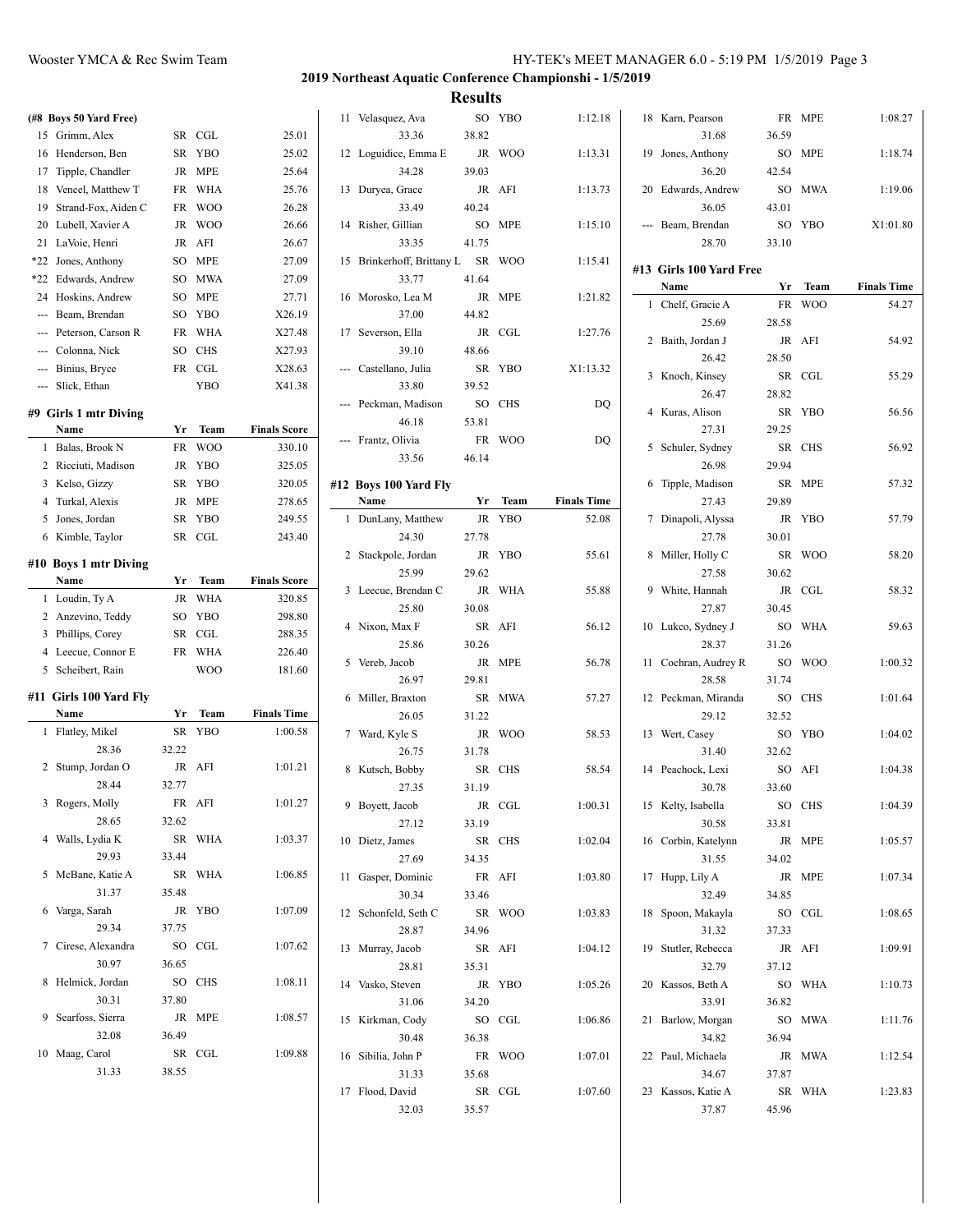## 2019 Northeast Aquatic Conference Championshi - 1/5/2019

## Results

### (#8 Boys 50 Yard Free)

| | Name | Yr | Team | Finals Time |
|---|---|---|---|---|
| 15 | Grimm, Alex | SR | CGL | 25.01 |
| 16 | Henderson, Ben | SR | YBO | 25.02 |
| 17 | Tipple, Chandler | JR | MPE | 25.64 |
| 18 | Vencel, Matthew T | FR | WHA | 25.76 |
| 19 | Strand-Fox, Aiden C | FR | WOO | 26.28 |
| 20 | Lubell, Xavier A | JR | WOO | 26.66 |
| 21 | LaVoie, Henri | JR | AFI | 26.67 |
| *22 | Jones, Anthony | SO | MPE | 27.09 |
| *22 | Edwards, Andrew | SO | MWA | 27.09 |
| 24 | Hoskins, Andrew | SO | MPE | 27.71 |
| --- | Beam, Brendan | SO | YBO | X26.19 |
| --- | Peterson, Carson R | FR | WHA | X27.48 |
| --- | Colonna, Nick | SO | CHS | X27.93 |
| --- | Binius, Bryce | FR | CGL | X28.63 |
| --- | Slick, Ethan | | YBO | X41.38 |

### #9 Girls 1 mtr Diving

| | Name | Yr | Team | Finals Score |
|---|---|---|---|---|
| 1 | Balas, Brook N | FR | WOO | 330.10 |
| 2 | Ricciuti, Madison | JR | YBO | 325.05 |
| 3 | Kelso, Gizzy | SR | YBO | 320.05 |
| 4 | Turkal, Alexis | JR | MPE | 278.65 |
| 5 | Jones, Jordan | SR | YBO | 249.55 |
| 6 | Kimble, Taylor | SR | CGL | 243.40 |

### #10 Boys 1 mtr Diving

| | Name | Yr | Team | Finals Score |
|---|---|---|---|---|
| 1 | Loudin, Ty A | JR | WHA | 320.85 |
| 2 | Anzevino, Teddy | SO | YBO | 298.80 |
| 3 | Phillips, Corey | SR | CGL | 288.35 |
| 4 | Leecue, Connor E | FR | WHA | 226.40 |
| 5 | Scheibert, Rain | | WOO | 181.60 |

### #11 Girls 100 Yard Fly

| | Name | Yr | Team | Finals Time |
|---|---|---|---|---|
| 1 | Flatley, Mikel | SR | YBO | 1:00.58 |
| | 28.36 | 32.22 | | |
| 2 | Stump, Jordan O | JR | AFI | 1:01.21 |
| | 28.44 | 32.77 | | |
| 3 | Rogers, Molly | FR | AFI | 1:01.27 |
| | 28.65 | 32.62 | | |
| 4 | Walls, Lydia K | SR | WHA | 1:03.37 |
| | 29.93 | 33.44 | | |
| 5 | McBane, Katie A | SR | WHA | 1:06.85 |
| | 31.37 | 35.48 | | |
| 6 | Varga, Sarah | JR | YBO | 1:07.09 |
| | 29.34 | 37.75 | | |
| 7 | Cirese, Alexandra | SO | CGL | 1:07.62 |
| | 30.97 | 36.65 | | |
| 8 | Helmick, Jordan | SO | CHS | 1:08.11 |
| | 30.31 | 37.80 | | |
| 9 | Searfoss, Sierra | JR | MPE | 1:08.57 |
| | 32.08 | 36.49 | | |
| 10 | Maag, Carol | SR | CGL | 1:09.88 |
| | 31.33 | 38.55 | | |
| 11 | Velasquez, Ava | SO | YBO | 1:12.18 |
| | 33.36 | 38.82 | | |
| 12 | Loguidice, Emma E | JR | WOO | 1:13.31 |
| | 34.28 | 39.03 | | |
| 13 | Duryea, Grace | JR | AFI | 1:13.73 |
| | 33.49 | 40.24 | | |
| 14 | Risher, Gillian | SO | MPE | 1:15.10 |
| | 33.35 | 41.75 | | |
| 15 | Brinkerhoff, Brittany L | SR | WOO | 1:15.41 |
| | 33.77 | 41.64 | | |
| 16 | Morosko, Lea M | JR | MPE | 1:21.82 |
| | 37.00 | 44.82 | | |
| 17 | Severson, Ella | JR | CGL | 1:27.76 |
| | 39.10 | 48.66 | | |
| --- | Castellano, Julia | SR | YBO | X1:13.32 |
| | 33.80 | 39.52 | | |
| --- | Peckman, Madison | SO | CHS | DQ |
| | 46.18 | 53.81 | | |
| --- | Frantz, Olivia | FR | WOO | DQ |
| | 33.56 | 46.14 | | |

### #12 Boys 100 Yard Fly

| | Name | Yr | Team | Finals Time |
|---|---|---|---|---|
| 1 | DunLany, Matthew | JR | YBO | 52.08 |
| | 24.30 | 27.78 | | |
| 2 | Stackpole, Jordan | JR | YBO | 55.61 |
| | 25.99 | 29.62 | | |
| 3 | Leecue, Brendan C | JR | WHA | 55.88 |
| | 25.80 | 30.08 | | |
| 4 | Nixon, Max F | SR | AFI | 56.12 |
| | 25.86 | 30.26 | | |
| 5 | Vereb, Jacob | JR | MPE | 56.78 |
| | 26.97 | 29.81 | | |
| 6 | Miller, Braxton | SR | MWA | 57.27 |
| | 26.05 | 31.22 | | |
| 7 | Ward, Kyle S | JR | WOO | 58.53 |
| | 26.75 | 31.78 | | |
| 8 | Kutsch, Bobby | SR | CHS | 58.54 |
| | 27.35 | 31.19 | | |
| 9 | Boyett, Jacob | JR | CGL | 1:00.31 |
| | 27.12 | 33.19 | | |
| 10 | Dietz, James | SR | CHS | 1:02.04 |
| | 27.69 | 34.35 | | |
| 11 | Gasper, Dominic | FR | AFI | 1:03.80 |
| | 30.34 | 33.46 | | |
| 12 | Schonfeld, Seth C | SR | WOO | 1:03.83 |
| | 28.87 | 34.96 | | |
| 13 | Murray, Jacob | SR | AFI | 1:04.12 |
| | 28.81 | 35.31 | | |
| 14 | Vasko, Steven | JR | YBO | 1:05.26 |
| | 31.06 | 34.20 | | |
| 15 | Kirkman, Cody | SO | CGL | 1:06.86 |
| | 30.48 | 36.38 | | |
| 16 | Sibilia, John P | FR | WOO | 1:07.01 |
| | 31.33 | 35.68 | | |
| 17 | Flood, David | SR | CGL | 1:07.60 |
| | 32.03 | 35.57 | | |
| 18 | Karn, Pearson | FR | MPE | 1:08.27 |
| | 31.68 | 36.59 | | |
| 19 | Jones, Anthony | SO | MPE | 1:18.74 |
| | 36.20 | 42.54 | | |
| 20 | Edwards, Andrew | SO | MWA | 1:19.06 |
| | 36.05 | 43.01 | | |
| --- | Beam, Brendan | SO | YBO | X1:01.80 |
| | 28.70 | 33.10 | | |

### #13 Girls 100 Yard Free

| | Name | Yr | Team | Finals Time |
|---|---|---|---|---|
| 1 | Chelf, Gracie A | FR | WOO | 54.27 |
| | 25.69 | 28.58 | | |
| 2 | Baith, Jordan J | JR | AFI | 54.92 |
| | 26.42 | 28.50 | | |
| 3 | Knoch, Kinsey | SR | CGL | 55.29 |
| | 26.47 | 28.82 | | |
| 4 | Kuras, Alison | SR | YBO | 56.56 |
| | 27.31 | 29.25 | | |
| 5 | Schuler, Sydney | SR | CHS | 56.92 |
| | 26.98 | 29.94 | | |
| 6 | Tipple, Madison | SR | MPE | 57.32 |
| | 27.43 | 29.89 | | |
| 7 | Dinapoli, Alyssa | JR | YBO | 57.79 |
| | 27.78 | 30.01 | | |
| 8 | Miller, Holly C | SR | WOO | 58.20 |
| | 27.58 | 30.62 | | |
| 9 | White, Hannah | JR | CGL | 58.32 |
| | 27.87 | 30.45 | | |
| 10 | Lukco, Sydney J | SO | WHA | 59.63 |
| | 28.37 | 31.26 | | |
| 11 | Cochran, Audrey R | SO | WOO | 1:00.32 |
| | 28.58 | 31.74 | | |
| 12 | Peckman, Miranda | SO | CHS | 1:01.64 |
| | 29.12 | 32.52 | | |
| 13 | Wert, Casey | SO | YBO | 1:04.02 |
| | 31.40 | 32.62 | | |
| 14 | Peachock, Lexi | SO | AFI | 1:04.38 |
| | 30.78 | 33.60 | | |
| 15 | Kelty, Isabella | SO | CHS | 1:04.39 |
| | 30.58 | 33.81 | | |
| 16 | Corbin, Katelynn | JR | MPE | 1:05.57 |
| | 31.55 | 34.02 | | |
| 17 | Hupp, Lily A | JR | MPE | 1:07.34 |
| | 32.49 | 34.85 | | |
| 18 | Spoon, Makayla | SO | CGL | 1:08.65 |
| | 31.32 | 37.33 | | |
| 19 | Stutler, Rebecca | JR | AFI | 1:09.91 |
| | 32.79 | 37.12 | | |
| 20 | Kassos, Beth A | SO | WHA | 1:10.73 |
| | 33.91 | 36.82 | | |
| 21 | Barlow, Morgan | SO | MWA | 1:11.76 |
| | 34.82 | 36.94 | | |
| 22 | Paul, Michaela | JR | MWA | 1:12.54 |
| | 34.67 | 37.87 | | |
| 23 | Kassos, Katie A | SR | WHA | 1:23.83 |
| | 37.87 | 45.96 | | |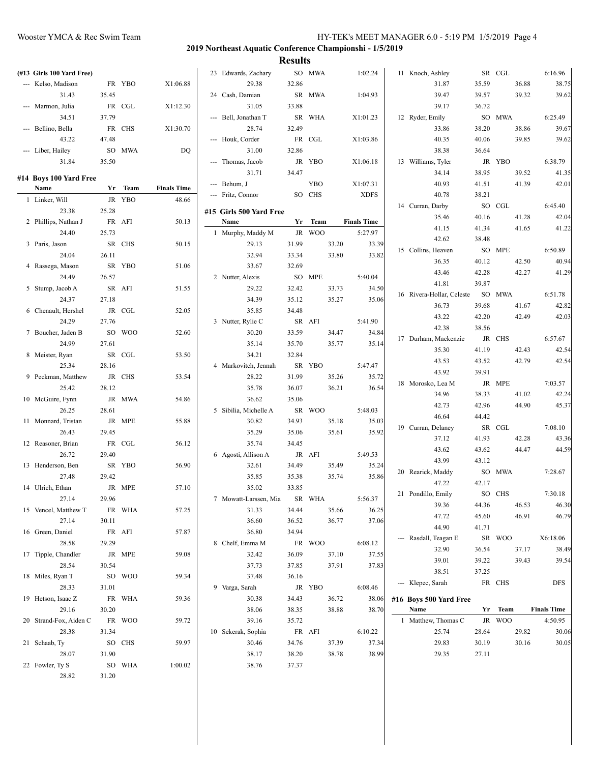## 2019 Northeast Aquatic Conference Championshi - 1/5/2019

## Results

**(#13 Girls 100 Yard Free)**

| | Name | Yr | Team | Finals Time |
|---|---|---|---|---|
| --- | Kelso, Madison | FR | YBO | X1:06.88 |
| | 31.43 | 35.45 | | |
| --- | Marmon, Julia | FR | CGL | X1:12.30 |
| | 34.51 | 37.79 | | |
| --- | Bellino, Bella | FR | CHS | X1:30.70 |
| | 43.22 | 47.48 | | |
| --- | Liber, Hailey | SO | MWA | DQ |
| | 31.84 | 35.50 | | |

### #14 Boys 100 Yard Free

| | Name | Yr | Team | Finals Time |
|---|---|---|---|---|
| 1 | Linker, Will | JR | YBO | 48.66 |
| | 23.38 | 25.28 | | |
| 2 | Phillips, Nathan J | FR | AFI | 50.13 |
| | 24.40 | 25.73 | | |
| 3 | Paris, Jason | SR | CHS | 50.15 |
| | 24.04 | 26.11 | | |
| 4 | Rassega, Mason | SR | YBO | 51.06 |
| | 24.49 | 26.57 | | |
| 5 | Stump, Jacob A | SR | AFI | 51.55 |
| | 24.37 | 27.18 | | |
| 6 | Chenault, Hershel | JR | CGL | 52.05 |
| | 24.29 | 27.76 | | |
| 7 | Boucher, Jaden B | SO | WOO | 52.60 |
| | 24.99 | 27.61 | | |
| 8 | Meister, Ryan | SR | CGL | 53.50 |
| | 25.34 | 28.16 | | |
| 9 | Peckman, Matthew | JR | CHS | 53.54 |
| | 25.42 | 28.12 | | |
| 10 | McGuire, Fynn | JR | MWA | 54.86 |
| | 26.25 | 28.61 | | |
| 11 | Monnard, Tristan | JR | MPE | 55.88 |
| | 26.43 | 29.45 | | |
| 12 | Reasoner, Brian | FR | CGL | 56.12 |
| | 26.72 | 29.40 | | |
| 13 | Henderson, Ben | SR | YBO | 56.90 |
| | 27.48 | 29.42 | | |
| 14 | Ulrich, Ethan | JR | MPE | 57.10 |
| | 27.14 | 29.96 | | |
| 15 | Vencel, Matthew T | FR | WHA | 57.25 |
| | 27.14 | 30.11 | | |
| 16 | Green, Daniel | FR | AFI | 57.87 |
| | 28.58 | 29.29 | | |
| 17 | Tipple, Chandler | JR | MPE | 59.08 |
| | 28.54 | 30.54 | | |
| 18 | Miles, Ryan T | SO | WOO | 59.34 |
| | 28.33 | 31.01 | | |
| 19 | Hetson, Isaac Z | FR | WHA | 59.36 |
| | 29.16 | 30.20 | | |
| 20 | Strand-Fox, Aiden C | FR | WOO | 59.72 |
| | 28.38 | 31.34 | | |
| 21 | Schaab, Ty | SO | CHS | 59.97 |
| | 28.07 | 31.90 | | |
| 22 | Fowler, Ty S | SO | WHA | 1:00.02 |
| | 28.82 | 31.20 | | |
| 23 | Edwards, Zachary | SO | MWA | 1:02.24 |
| | 29.38 | 32.86 | | |
| 24 | Cash, Damian | SR | MWA | 1:04.93 |
| | 31.05 | 33.88 | | |
| --- | Bell, Jonathan T | SR | WHA | X1:01.23 |
| | 28.74 | 32.49 | | |
| --- | Houk, Corder | FR | CGL | X1:03.86 |
| | 31.00 | 32.86 | | |
| --- | Thomas, Jacob | JR | YBO | X1:06.18 |
| | 31.71 | 34.47 | | |
| --- | Behum, J | | YBO | X1:07.31 |
| --- | Fritz, Connor | SO | CHS | XDFS |

### #15 Girls 500 Yard Free

| | Name | Yr | Team | | Finals Time |
|---|---|---|---|---|---|
| 1 | Murphy, Maddy M | JR | WOO | | 5:27.97 |
| | 29.13 | 31.99 | 33.20 | | 33.39 |
| | 32.94 | 33.34 | 33.80 | | 33.82 |
| | 33.67 | 32.69 | | | |
| 2 | Nutter, Alexis | SO | MPE | | 5:40.04 |
| | 29.22 | 32.42 | 33.73 | | 34.50 |
| | 34.39 | 35.12 | 35.27 | | 35.06 |
| | 35.85 | 34.48 | | | |
| 3 | Nutter, Rylie C | SR | AFI | | 5:41.90 |
| | 30.20 | 33.59 | 34.47 | | 34.84 |
| | 35.14 | 35.70 | 35.77 | | 35.14 |
| | 34.21 | 32.84 | | | |
| 4 | Markovitch, Jennah | SR | YBO | | 5:47.47 |
| | 28.22 | 31.99 | 35.26 | | 35.72 |
| | 35.78 | 36.07 | 36.21 | | 36.54 |
| | 36.62 | 35.06 | | | |
| 5 | Sibilia, Michelle A | SR | WOO | | 5:48.03 |
| | 30.82 | 34.93 | 35.18 | | 35.03 |
| | 35.29 | 35.06 | 35.61 | | 35.92 |
| | 35.74 | 34.45 | | | |
| 6 | Agosti, Allison A | JR | AFI | | 5:49.53 |
| | 32.61 | 34.49 | 35.49 | | 35.24 |
| | 35.85 | 35.38 | 35.74 | | 35.86 |
| | 35.02 | 33.85 | | | |
| 7 | Mowatt-Larssen, Mia | SR | WHA | | 5:56.37 |
| | 31.33 | 34.44 | 35.66 | | 36.25 |
| | 36.60 | 36.52 | 36.77 | | 37.06 |
| | 36.80 | 34.94 | | | |
| 8 | Chelf, Emma M | FR | WOO | | 6:08.12 |
| | 32.42 | 36.09 | 37.10 | | 37.55 |
| | 37.73 | 37.85 | 37.91 | | 37.83 |
| | 37.48 | 36.16 | | | |
| 9 | Varga, Sarah | JR | YBO | | 6:08.46 |
| | 30.38 | 34.43 | 36.72 | | 38.06 |
| | 38.06 | 38.35 | 38.88 | | 38.70 |
| | 39.16 | 35.72 | | | |
| 10 | Sekerak, Sophia | FR | AFI | | 6:10.22 |
| | 30.46 | 34.76 | 37.39 | | 37.34 |
| | 38.17 | 38.20 | 38.78 | | 38.99 |
| | 38.76 | 37.37 | | | |
| 11 | Knoch, Ashley | SR | CGL | | 6:16.96 |
| | 31.87 | 35.59 | 36.88 | | 38.75 |
| | 39.47 | 39.57 | 39.32 | | 39.62 |
| | 39.17 | 36.72 | | | |
| 12 | Ryder, Emily | SO | MWA | | 6:25.49 |
| | 33.86 | 38.20 | 38.86 | | 39.67 |
| | 40.35 | 40.06 | 39.85 | | 39.62 |
| | 38.38 | 36.64 | | | |
| 13 | Williams, Tyler | JR | YBO | | 6:38.79 |
| | 34.14 | 38.95 | 39.52 | | 41.35 |
| | 40.93 | 41.51 | 41.39 | | 42.01 |
| | 40.78 | 38.21 | | | |
| 14 | Curran, Darby | SO | CGL | | 6:45.40 |
| | 35.46 | 40.16 | 41.28 | | 42.04 |
| | 41.15 | 41.34 | 41.65 | | 41.22 |
| | 42.62 | 38.48 | | | |
| 15 | Collins, Heaven | SO | MPE | | 6:50.89 |
| | 36.35 | 40.12 | 42.50 | | 40.94 |
| | 43.46 | 42.28 | 42.27 | | 41.29 |
| | 41.81 | 39.87 | | | |
| 16 | Rivera-Hollar, Celeste | SO | MWA | | 6:51.78 |
| | 36.73 | 39.68 | 41.67 | | 42.82 |
| | 43.22 | 42.20 | 42.49 | | 42.03 |
| | 42.38 | 38.56 | | | |
| 17 | Durham, Mackenzie | JR | CHS | | 6:57.67 |
| | 35.30 | 41.19 | 42.43 | | 42.54 |
| | 43.53 | 43.52 | 42.79 | | 42.54 |
| | 43.92 | 39.91 | | | |
| 18 | Morosko, Lea M | JR | MPE | | 7:03.57 |
| | 34.96 | 38.33 | 41.02 | | 42.24 |
| | 42.73 | 42.96 | 44.90 | | 45.37 |
| | 46.64 | 44.42 | | | |
| 19 | Curran, Delaney | SR | CGL | | 7:08.10 |
| | 37.12 | 41.93 | 42.28 | | 43.36 |
| | 43.62 | 43.62 | 44.47 | | 44.59 |
| | 43.99 | 43.12 | | | |
| 20 | Rearick, Maddy | SO | MWA | | 7:28.67 |
| | 47.22 | 42.17 | | | |
| 21 | Pondillo, Emily | SO | CHS | | 7:30.18 |
| | 39.36 | 44.36 | 46.53 | | 46.30 |
| | 47.72 | 45.60 | 46.91 | | 46.79 |
| | 44.90 | 41.71 | | | |
| --- | Rasdall, Teagan E | SR | WOO | | X6:18.06 |
| | 32.90 | 36.54 | 37.17 | | 38.49 |
| | 39.01 | 39.22 | 39.43 | | 39.54 |
| | 38.51 | 37.25 | | | |
| --- | Klepec, Sarah | FR | CHS | | DFS |

### #16 Boys 500 Yard Free

| | Name | Yr | Team | | Finals Time |
|---|---|---|---|---|---|
| 1 | Matthew, Thomas C | JR | WOO | | 4:50.95 |
| | 25.74 | 28.64 | 29.82 | | 30.06 |
| | 29.83 | 30.19 | 30.16 | | 30.05 |
| | 29.35 | 27.11 | | | |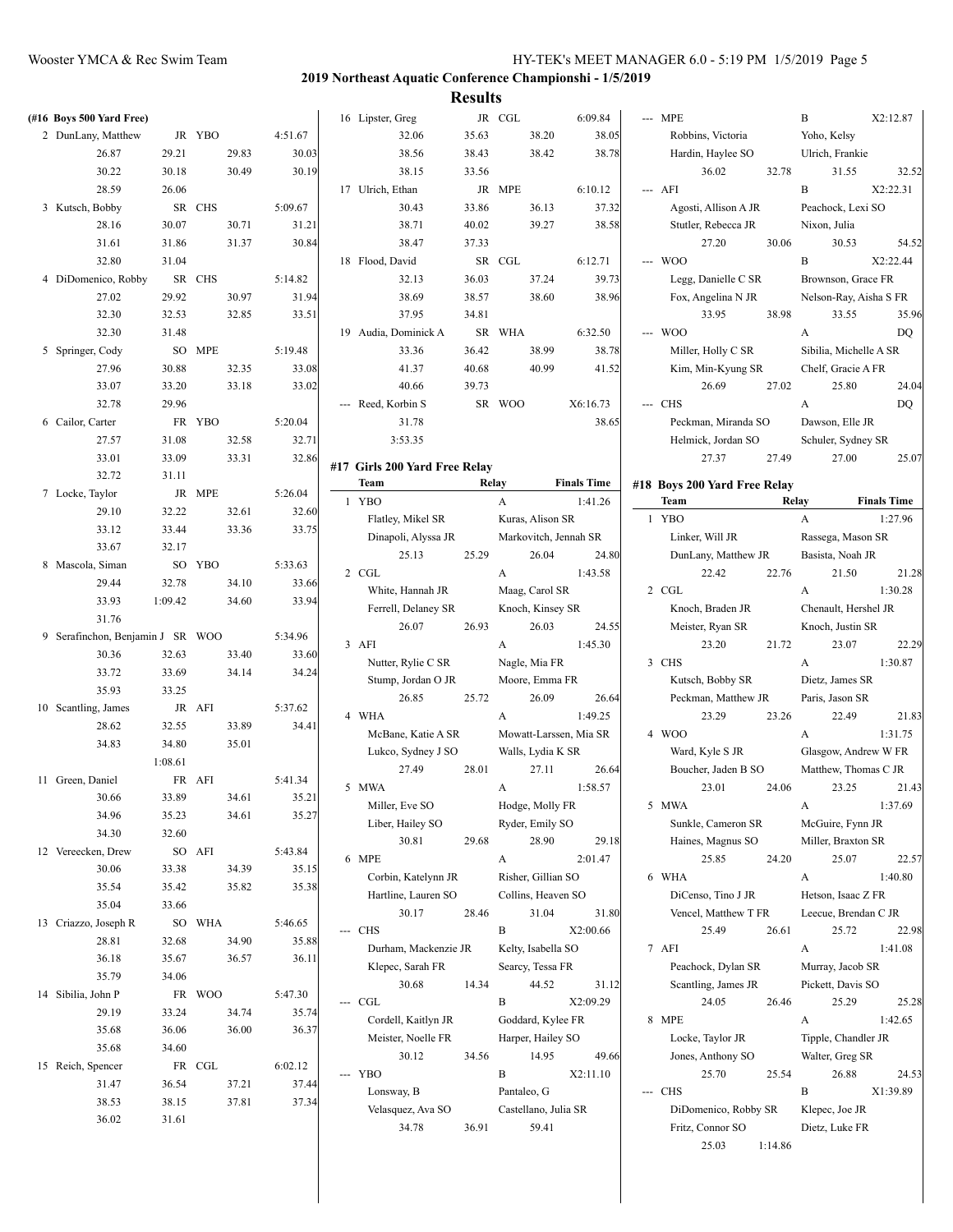## 2019 Northeast Aquatic Conference Championshi - 1/5/2019

## Results

### (#16 Boys 500 Yard Free)

| Place | Name | Yr | School | Finals Time |
|---|---|---|---|---|
| 2 | DunLany, Matthew | JR | YBO | 4:51.67 |
| | 26.87 29.21 29.83 30.03 | | | |
| | 30.22 30.18 30.49 30.19 | | | |
| | 28.59 26.06 | | | |
| 3 | Kutsch, Bobby | SR | CHS | 5:09.67 |
| | 28.16 30.07 30.71 31.21 | | | |
| | 31.61 31.86 31.37 30.84 | | | |
| | 32.80 31.04 | | | |
| 4 | DiDomenico, Robby | SR | CHS | 5:14.82 |
| | 27.02 29.92 30.97 31.94 | | | |
| | 32.30 32.53 32.85 33.51 | | | |
| | 32.30 31.48 | | | |
| 5 | Springer, Cody | SO | MPE | 5:19.48 |
| | 27.96 30.88 32.35 33.08 | | | |
| | 33.07 33.20 33.18 33.02 | | | |
| | 32.78 29.96 | | | |
| 6 | Cailor, Carter | FR | YBO | 5:20.04 |
| | 27.57 31.08 32.58 32.71 | | | |
| | 33.01 33.09 33.31 32.86 | | | |
| | 32.72 31.11 | | | |
| 7 | Locke, Taylor | JR | MPE | 5:26.04 |
| | 29.10 32.22 32.61 32.60 | | | |
| | 33.12 33.44 33.36 33.75 | | | |
| | 33.67 32.17 | | | |
| 8 | Mascola, Siman | SO | YBO | 5:33.63 |
| | 29.44 32.78 34.10 33.66 | | | |
| | 33.93 1:09.42 34.60 33.94 | | | |
| | 31.76 | | | |
| 9 | Serafinchon, Benjamin J | SR | WOO | 5:34.96 |
| | 30.36 32.63 33.40 33.60 | | | |
| | 33.72 33.69 34.14 34.24 | | | |
| | 35.93 33.25 | | | |
| 10 | Scantling, James | JR | AFI | 5:37.62 |
| | 28.62 32.55 33.89 34.41 | | | |
| | 34.83 34.80 35.01 | | | |
| | 1:08.61 | | | |
| 11 | Green, Daniel | FR | AFI | 5:41.34 |
| | 30.66 33.89 34.61 35.21 | | | |
| | 34.96 35.23 34.61 35.27 | | | |
| | 34.30 32.60 | | | |
| 12 | Vereecken, Drew | SO | AFI | 5:43.84 |
| | 30.06 33.38 34.39 35.15 | | | |
| | 35.54 35.42 35.82 35.38 | | | |
| | 35.04 33.66 | | | |
| 13 | Criazzo, Joseph R | SO | WHA | 5:46.65 |
| | 28.81 32.68 34.90 35.88 | | | |
| | 36.18 35.67 36.57 36.11 | | | |
| | 35.79 34.06 | | | |
| 14 | Sibilia, John P | FR | WOO | 5:47.30 |
| | 29.19 33.24 34.74 35.74 | | | |
| | 35.68 36.06 36.00 36.37 | | | |
| | 35.68 34.60 | | | |
| 15 | Reich, Spencer | FR | CGL | 6:02.12 |
| | 31.47 36.54 37.21 37.44 | | | |
| | 38.53 38.15 37.81 37.34 | | | |
| | 36.02 31.61 | | | |
| 16 | Lipster, Greg | JR | CGL | 6:09.84 |
| | 32.06 35.63 38.20 38.05 | | | |
| | 38.56 38.43 38.42 38.78 | | | |
| | 38.15 33.56 | | | |
| 17 | Ulrich, Ethan | JR | MPE | 6:10.12 |
| | 30.43 33.86 36.13 37.32 | | | |
| | 38.71 40.02 39.27 38.58 | | | |
| | 38.47 37.33 | | | |
| 18 | Flood, David | SR | CGL | 6:12.71 |
| | 32.13 36.03 37.24 39.73 | | | |
| | 38.69 38.57 38.60 38.96 | | | |
| | 37.95 34.81 | | | |
| 19 | Audia, Dominick A | SR | WHA | 6:32.50 |
| | 33.36 36.42 38.99 38.78 | | | |
| | 41.37 40.68 40.99 41.52 | | | |
| | 40.66 39.73 | | | |
| --- | Reed, Korbin S | SR | WOO | X6:16.73 |
| | 31.78 38.65 | | | |
| | 3:53.35 | | | |

### #17 Girls 200 Yard Free Relay

| Place | Team | Relay | Finals Time |
|---|---|---|---|
| 1 | YBO | A | 1:41.26 |
| | Flatley, Mikel SR; Kuras, Alison SR; Dinapoli, Alyssa JR; Markovitch, Jennah SR | | |
| | 25.13 25.29 26.04 24.80 | | |
| 2 | CGL | A | 1:43.58 |
| | White, Hannah JR; Maag, Carol SR; Ferrell, Delaney SR; Knoch, Kinsey SR | | |
| | 26.07 26.93 26.03 24.55 | | |
| 3 | AFI | A | 1:45.30 |
| | Nutter, Rylie C SR; Nagle, Mia FR; Stump, Jordan O JR; Moore, Emma FR | | |
| | 26.85 25.72 26.09 26.64 | | |
| 4 | WHA | A | 1:49.25 |
| | McBane, Katie A SR; Mowatt-Larssen, Mia SR; Lukco, Sydney J SO; Walls, Lydia K SR | | |
| | 27.49 28.01 27.11 26.64 | | |
| 5 | MWA | A | 1:58.57 |
| | Miller, Eve SO; Hodge, Molly FR; Liber, Hailey SO; Ryder, Emily SO | | |
| | 30.81 29.68 28.90 29.18 | | |
| 6 | MPE | A | 2:01.47 |
| | Corbin, Katelynn JR; Risher, Gillian SO; Hartline, Lauren SO; Collins, Heaven SO | | |
| | 30.17 28.46 31.04 31.80 | | |
| --- | CHS | B | X2:00.66 |
| | Durham, Mackenzie JR; Kelty, Isabella SO; Klepec, Sarah FR; Searcy, Tessa FR | | |
| | 30.68 14.34 44.52 31.12 | | |
| --- | CGL | B | X2:09.29 |
| | Cordell, Kaitlyn JR; Goddard, Kylee FR; Meister, Noelle FR; Harper, Hailey SO | | |
| | 30.12 34.56 14.95 49.66 | | |
| --- | YBO | B | X2:11.10 |
| | Lonsway, B; Pantaleo, G; Velasquez, Ava SO; Castellano, Julia SR | | |
| | 34.78 36.91 59.41 | | |
| --- | MPE | B | X2:12.87 |
| | Robbins, Victoria; Yoho, Kelsy; Hardin, Haylee SO; Ulrich, Frankie | | |
| | 36.02 32.78 31.55 32.52 | | |
| --- | AFI | B | X2:22.31 |
| | Agosti, Allison A JR; Peachock, Lexi SO; Stutler, Rebecca JR; Nixon, Julia | | |
| | 27.20 30.06 30.53 54.52 | | |
| --- | WOO | B | X2:22.44 |
| | Legg, Danielle C SR; Brownson, Grace FR; Fox, Angelina N JR; Nelson-Ray, Aisha S FR | | |
| | 33.95 38.98 33.55 35.96 | | |
| --- | WOO | A | DQ |
| | Miller, Holly C SR; Sibilia, Michelle A SR; Kim, Min-Kyung SR; Chelf, Gracie A FR | | |
| | 26.69 27.02 25.80 24.04 | | |
| --- | CHS | A | DQ |
| | Peckman, Miranda SO; Dawson, Elle JR; Helmick, Jordan SO; Schuler, Sydney SR | | |
| | 27.37 27.49 27.00 25.07 | | |

### #18 Boys 200 Yard Free Relay

| Place | Team | Relay | Finals Time |
|---|---|---|---|
| 1 | YBO | A | 1:27.96 |
| | Linker, Will JR; Rassega, Mason SR; DunLany, Matthew JR; Basista, Noah JR | | |
| | 22.42 22.76 21.50 21.28 | | |
| 2 | CGL | A | 1:30.28 |
| | Knoch, Braden JR; Chenault, Hershel JR; Meister, Ryan SR; Knoch, Justin SR | | |
| | 23.20 21.72 23.07 22.29 | | |
| 3 | CHS | A | 1:30.87 |
| | Kutsch, Bobby SR; Dietz, James SR; Peckman, Matthew JR; Paris, Jason SR | | |
| | 23.29 23.26 22.49 21.83 | | |
| 4 | WOO | A | 1:31.75 |
| | Ward, Kyle S JR; Glasgow, Andrew W FR; Boucher, Jaden B SO; Matthew, Thomas C JR | | |
| | 23.01 24.06 23.25 21.43 | | |
| 5 | MWA | A | 1:37.69 |
| | Sunkle, Cameron SR; McGuire, Fynn JR; Haines, Magnus SO; Miller, Braxton SR | | |
| | 25.85 24.20 25.07 22.57 | | |
| 6 | WHA | A | 1:40.80 |
| | DiCenso, Tino J JR; Hetson, Isaac Z FR; Vencel, Matthew T FR; Leecue, Brendan C JR | | |
| | 25.49 26.61 25.72 22.98 | | |
| 7 | AFI | A | 1:41.08 |
| | Peachock, Dylan SR; Murray, Jacob SR; Scantling, James JR; Pickett, Davis SO | | |
| | 24.05 26.46 25.29 25.28 | | |
| 8 | MPE | A | 1:42.65 |
| | Locke, Taylor JR; Tipple, Chandler JR; Jones, Anthony SO; Walter, Greg SR | | |
| | 25.70 25.54 26.88 24.53 | | |
| --- | CHS | B | X1:39.89 |
| | DiDomenico, Robby SR; Klepec, Joe JR; Fritz, Connor SO; Dietz, Luke FR | | |
| | 25.03 1:14.86 | | |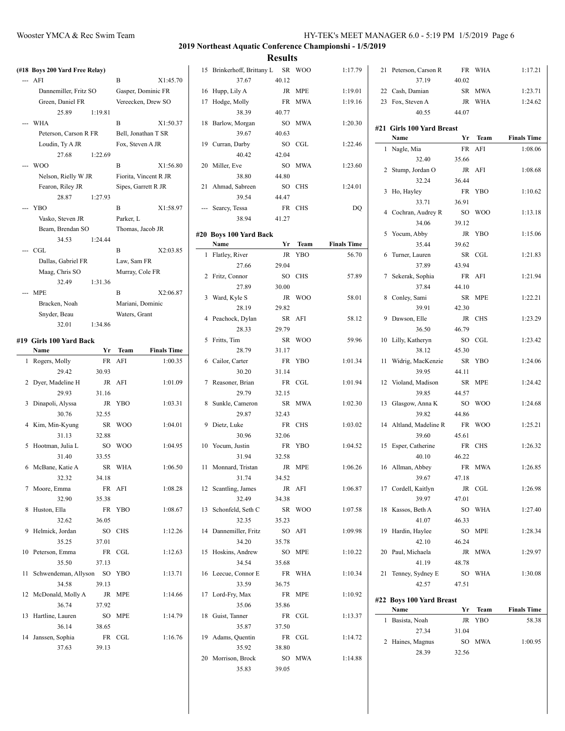## 2019 Northeast Aquatic Conference Championshi - 1/5/2019

### Results

**(#18 Boys 200 Yard Free Relay)**

| | Team | Relay | Finals Time |
|---|---|---|---|
| --- | AFI | B | X1:45.70 |
| | Dannemiller, Fritz SO | Gasper, Dominic FR | |
| | Green, Daniel FR | Vereecken, Drew SO | |
| | 25.89 | 1:19.81 | |
| --- | WHA | B | X1:50.37 |
| | Peterson, Carson R FR | Bell, Jonathan T SR | |
| | Loudin, Ty A JR | Fox, Steven A JR | |
| | 27.68 | 1:22.69 | |
| --- | WOO | B | X1:56.80 |
| | Nelson, Rielly W JR | Fiorita, Vincent R JR | |
| | Fearon, Riley JR | Sipes, Garrett R JR | |
| | 28.87 | 1:27.93 | |
| --- | YBO | B | X1:58.97 |
| | Vasko, Steven JR | Parker, L | |
| | Beam, Brendan SO | Thomas, Jacob JR | |
| | 34.53 | 1:24.44 | |
| --- | CGL | B | X2:03.85 |
| | Dallas, Gabriel FR | Law, Sam FR | |
| | Maag, Chris SO | Murray, Cole FR | |
| | 32.49 | 1:31.36 | |
| --- | MPE | B | X2:06.87 |
| | Bracken, Noah | Mariani, Dominic | |
| | Snyder, Beau | Waters, Grant | |
| | 32.01 | 1:34.86 | |

#### #19 Girls 100 Yard Back

| | Name | Yr | Team | Finals Time |
|---|---|---|---|---|
| 1 | Rogers, Molly | FR | AFI | 1:00.35 |
| | 29.42 | 30.93 | | |
| 2 | Dyer, Madeline H | JR | AFI | 1:01.09 |
| | 29.93 | 31.16 | | |
| 3 | Dinapoli, Alyssa | JR | YBO | 1:03.31 |
| | 30.76 | 32.55 | | |
| 4 | Kim, Min-Kyung | SR | WOO | 1:04.01 |
| | 31.13 | 32.88 | | |
| 5 | Hootman, Julia L | SO | WOO | 1:04.95 |
| | 31.40 | 33.55 | | |
| 6 | McBane, Katie A | SR | WHA | 1:06.50 |
| | 32.32 | 34.18 | | |
| 7 | Moore, Emma | FR | AFI | 1:08.28 |
| | 32.90 | 35.38 | | |
| 8 | Huston, Ella | FR | YBO | 1:08.67 |
| | 32.62 | 36.05 | | |
| 9 | Helmick, Jordan | SO | CHS | 1:12.26 |
| | 35.25 | 37.01 | | |
| 10 | Peterson, Emma | FR | CGL | 1:12.63 |
| | 35.50 | 37.13 | | |
| 11 | Schwendeman, Allyson | SO | YBO | 1:13.71 |
| | 34.58 | 39.13 | | |
| 12 | McDonald, Molly A | JR | MPE | 1:14.66 |
| | 36.74 | 37.92 | | |
| 13 | Hartline, Lauren | SO | MPE | 1:14.79 |
| | 36.14 | 38.65 | | |
| 14 | Janssen, Sophia | FR | CGL | 1:16.76 |
| | 37.63 | 39.13 | | |
| 15 | Brinkerhoff, Brittany L | SR | WOO | 1:17.79 |
| | 37.67 | 40.12 | | |
| 16 | Hupp, Lily A | JR | MPE | 1:19.01 |
| 17 | Hodge, Molly | FR | MWA | 1:19.16 |
| | 38.39 | 40.77 | | |
| 18 | Barlow, Morgan | SO | MWA | 1:20.30 |
| | 39.67 | 40.63 | | |
| 19 | Curran, Darby | SO | CGL | 1:22.46 |
| | 40.42 | 42.04 | | |
| 20 | Miller, Eve | SO | MWA | 1:23.60 |
| | 38.80 | 44.80 | | |
| 21 | Ahmad, Sabreen | SO | CHS | 1:24.01 |
| | 39.54 | 44.47 | | |
| --- | Searcy, Tessa | FR | CHS | DQ |
| | 38.94 | 41.27 | | |

#### #20 Boys 100 Yard Back

| | Name | Yr | Team | Finals Time |
|---|---|---|---|---|
| 1 | Flatley, River | JR | YBO | 56.70 |
| | 27.66 | 29.04 | | |
| 2 | Fritz, Connor | SO | CHS | 57.89 |
| | 27.89 | 30.00 | | |
| 3 | Ward, Kyle S | JR | WOO | 58.01 |
| | 28.19 | 29.82 | | |
| 4 | Peachock, Dylan | SR | AFI | 58.12 |
| | 28.33 | 29.79 | | |
| 5 | Fritts, Tim | SR | WOO | 59.96 |
| | 28.79 | 31.17 | | |
| 6 | Cailor, Carter | FR | YBO | 1:01.34 |
| | 30.20 | 31.14 | | |
| 7 | Reasoner, Brian | FR | CGL | 1:01.94 |
| | 29.79 | 32.15 | | |
| 8 | Sunkle, Cameron | SR | MWA | 1:02.30 |
| | 29.87 | 32.43 | | |
| 9 | Dietz, Luke | FR | CHS | 1:03.02 |
| | 30.96 | 32.06 | | |
| 10 | Yocum, Justin | FR | YBO | 1:04.52 |
| | 31.94 | 32.58 | | |
| 11 | Monnard, Tristan | JR | MPE | 1:06.26 |
| | 31.74 | 34.52 | | |
| 12 | Scantling, James | JR | AFI | 1:06.87 |
| | 32.49 | 34.38 | | |
| 13 | Schonfeld, Seth C | SR | WOO | 1:07.58 |
| | 32.35 | 35.23 | | |
| 14 | Dannemiller, Fritz | SO | AFI | 1:09.98 |
| | 34.20 | 35.78 | | |
| 15 | Hoskins, Andrew | SO | MPE | 1:10.22 |
| | 34.54 | 35.68 | | |
| 16 | Leecue, Connor E | FR | WHA | 1:10.34 |
| | 33.59 | 36.75 | | |
| 17 | Lord-Fry, Max | FR | MPE | 1:10.92 |
| | 35.06 | 35.86 | | |
| 18 | Guist, Tanner | FR | CGL | 1:13.37 |
| | 35.87 | 37.50 | | |
| 19 | Adams, Quentin | FR | CGL | 1:14.72 |
| | 35.92 | 38.80 | | |
| 20 | Morrison, Brock | SO | MWA | 1:14.88 |
| | 35.83 | 39.05 | | |
| 21 | Peterson, Carson R | FR | WHA | 1:17.21 |
| | 37.19 | 40.02 | | |
| 22 | Cash, Damian | SR | MWA | 1:23.71 |
| 23 | Fox, Steven A | JR | WHA | 1:24.62 |
| | 40.55 | 44.07 | | |

#### #21 Girls 100 Yard Breast

| | Name | Yr | Team | Finals Time |
|---|---|---|---|---|
| 1 | Nagle, Mia | FR | AFI | 1:08.06 |
| | 32.40 | 35.66 | | |
| 2 | Stump, Jordan O | JR | AFI | 1:08.68 |
| | 32.24 | 36.44 | | |
| 3 | Ho, Hayley | FR | YBO | 1:10.62 |
| | 33.71 | 36.91 | | |
| 4 | Cochran, Audrey R | SO | WOO | 1:13.18 |
| | 34.06 | 39.12 | | |
| 5 | Yocum, Abby | JR | YBO | 1:15.06 |
| | 35.44 | 39.62 | | |
| 6 | Turner, Lauren | SR | CGL | 1:21.83 |
| | 37.89 | 43.94 | | |
| 7 | Sekerak, Sophia | FR | AFI | 1:21.94 |
| | 37.84 | 44.10 | | |
| 8 | Conley, Sami | SR | MPE | 1:22.21 |
| | 39.91 | 42.30 | | |
| 9 | Dawson, Elle | JR | CHS | 1:23.29 |
| | 36.50 | 46.79 | | |
| 10 | Lilly, Katheryn | SO | CGL | 1:23.42 |
| | 38.12 | 45.30 | | |
| 11 | Widrig, MacKenzie | SR | YBO | 1:24.06 |
| | 39.95 | 44.11 | | |
| 12 | Violand, Madison | SR | MPE | 1:24.42 |
| | 39.85 | 44.57 | | |
| 13 | Glasgow, Anna K | SO | WOO | 1:24.68 |
| | 39.82 | 44.86 | | |
| 14 | Altland, Madeline R | FR | WOO | 1:25.21 |
| | 39.60 | 45.61 | | |
| 15 | Esper, Catherine | FR | CHS | 1:26.32 |
| | 40.10 | 46.22 | | |
| 16 | Allman, Abbey | FR | MWA | 1:26.85 |
| | 39.67 | 47.18 | | |
| 17 | Cordell, Kaitlyn | JR | CGL | 1:26.98 |
| | 39.97 | 47.01 | | |
| 18 | Kassos, Beth A | SO | WHA | 1:27.40 |
| | 41.07 | 46.33 | | |
| 19 | Hardin, Haylee | SO | MPE | 1:28.34 |
| | 42.10 | 46.24 | | |
| 20 | Paul, Michaela | JR | MWA | 1:29.97 |
| | 41.19 | 48.78 | | |
| 21 | Tenney, Sydney E | SO | WHA | 1:30.08 |
| | 42.57 | 47.51 | | |

#### #22 Boys 100 Yard Breast

| | Name | Yr | Team | Finals Time |
|---|---|---|---|---|
| 1 | Basista, Noah | JR | YBO | 58.38 |
| | 27.34 | 31.04 | | |
| 2 | Haines, Magnus | SO | MWA | 1:00.95 |
| | 28.39 | 32.56 | | |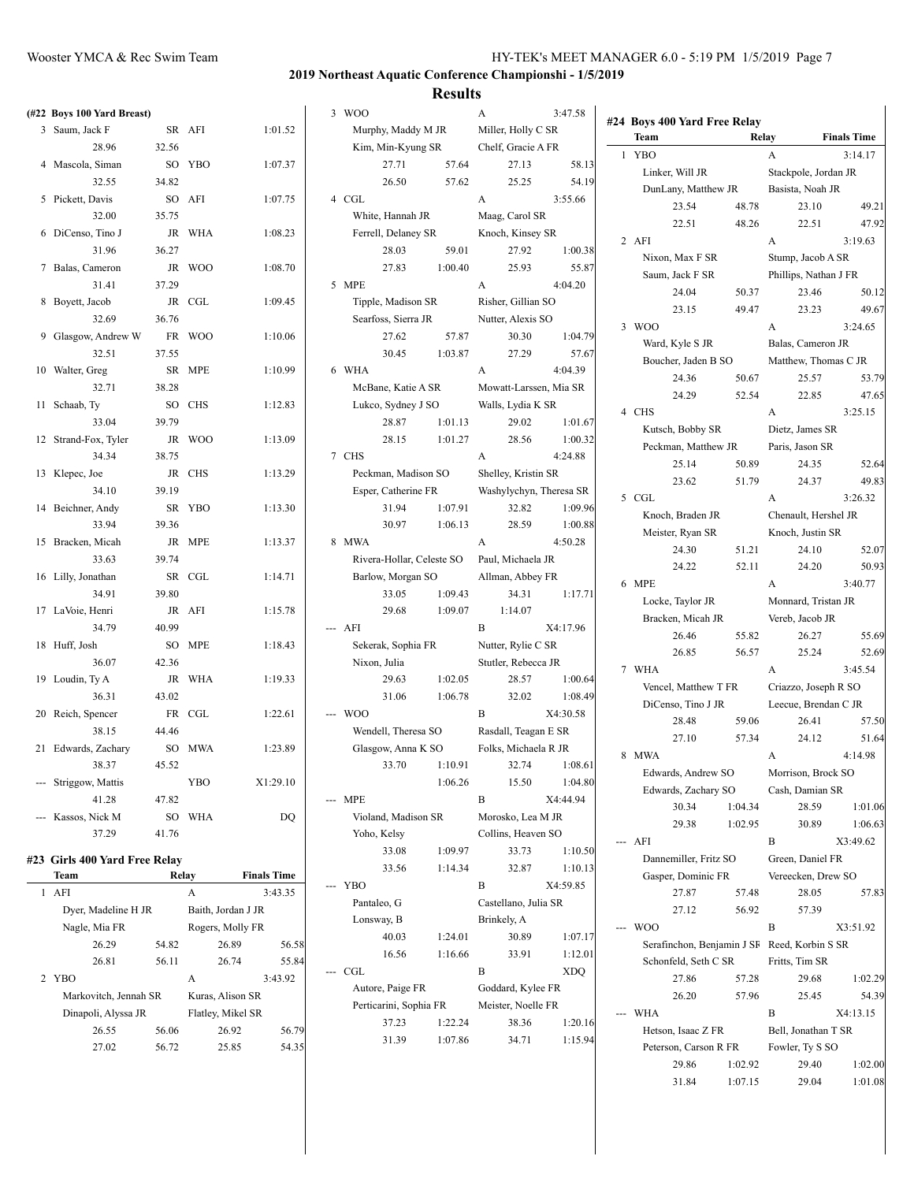## 2019 Northeast Aquatic Conference Championshi - 1/5/2019

## Results

### (#22 Boys 100 Yard Breast)

| Place | Name | Year | School | Finals Time |
|---|---|---|---|---|
| 3 | Saum, Jack F | SR | AFI | 1:01.52 |
| | 28.96 | 32.56 | | |
| 4 | Mascola, Siman | SO | YBO | 1:07.37 |
| | 32.55 | 34.82 | | |
| 5 | Pickett, Davis | SO | AFI | 1:07.75 |
| | 32.00 | 35.75 | | |
| 6 | DiCenso, Tino J | JR | WHA | 1:08.23 |
| | 31.96 | 36.27 | | |
| 7 | Balas, Cameron | JR | WOO | 1:08.70 |
| | 31.41 | 37.29 | | |
| 8 | Boyett, Jacob | JR | CGL | 1:09.45 |
| | 32.69 | 36.76 | | |
| 9 | Glasgow, Andrew W | FR | WOO | 1:10.06 |
| | 32.51 | 37.55 | | |
| 10 | Walter, Greg | SR | MPE | 1:10.99 |
| | 32.71 | 38.28 | | |
| 11 | Schaab, Ty | SO | CHS | 1:12.83 |
| | 33.04 | 39.79 | | |
| 12 | Strand-Fox, Tyler | JR | WOO | 1:13.09 |
| | 34.34 | 38.75 | | |
| 13 | Klepec, Joe | JR | CHS | 1:13.29 |
| | 34.10 | 39.19 | | |
| 14 | Beichner, Andy | SR | YBO | 1:13.30 |
| | 33.94 | 39.36 | | |
| 15 | Bracken, Micah | JR | MPE | 1:13.37 |
| | 33.63 | 39.74 | | |
| 16 | Lilly, Jonathan | SR | CGL | 1:14.71 |
| | 34.91 | 39.80 | | |
| 17 | LaVoie, Henri | JR | AFI | 1:15.78 |
| | 34.79 | 40.99 | | |
| 18 | Huff, Josh | SO | MPE | 1:18.43 |
| | 36.07 | 42.36 | | |
| 19 | Loudin, Ty A | JR | WHA | 1:19.33 |
| | 36.31 | 43.02 | | |
| 20 | Reich, Spencer | FR | CGL | 1:22.61 |
| | 38.15 | 44.46 | | |
| 21 | Edwards, Zachary | SO | MWA | 1:23.89 |
| | 38.37 | 45.52 | | |
| --- | Striggow, Mattis | | YBO | X1:29.10 |
| | 41.28 | 47.82 | | |
| --- | Kassos, Nick M | SO | WHA | DQ |
| | 37.29 | 41.76 | | |

### #23 Girls 400 Yard Free Relay

| Place | Team | | Relay | Finals Time |
|---|---|---|---|---|
| 1 | AFI | | A | 3:43.35 |
| | Dyer, Madeline H JR | | Baith, Jordan J JR | |
| | Nagle, Mia FR | | Rogers, Molly FR | |
| | 26.29 | 54.82 | 26.89 | 56.58 |
| | 26.81 | 56.11 | 26.74 | 55.84 |
| 2 | YBO | | A | 3:43.92 |
| | Markovitch, Jennah SR | | Kuras, Alison SR | |
| | Dinapoli, Alyssa JR | | Flatley, Mikel SR | |
| | 26.55 | 56.06 | 26.92 | 56.79 |
| | 27.02 | 56.72 | 25.85 | 54.35 |
| 3 | WOO | | A | 3:47.58 |
| | Murphy, Maddy M JR | | Miller, Holly C SR | |
| | Kim, Min-Kyung SR | | Chelf, Gracie A FR | |
| | 27.71 | 57.64 | 27.13 | 58.13 |
| | 26.50 | 57.62 | 25.25 | 54.19 |
| 4 | CGL | | A | 3:55.66 |
| | White, Hannah JR | | Maag, Carol SR | |
| | Ferrell, Delaney SR | | Knoch, Kinsey SR | |
| | 28.03 | 59.01 | 27.92 | 1:00.38 |
| | 27.83 | 1:00.40 | 25.93 | 55.87 |
| 5 | MPE | | A | 4:04.20 |
| | Tipple, Madison SR | | Risher, Gillian SO | |
| | Searfoss, Sierra JR | | Nutter, Alexis SO | |
| | 27.62 | 57.87 | 30.30 | 1:04.79 |
| | 30.45 | 1:03.87 | 27.29 | 57.67 |
| 6 | WHA | | A | 4:04.39 |
| | McBane, Katie A SR | | Mowatt-Larssen, Mia SR | |
| | Lukco, Sydney J SO | | Walls, Lydia K SR | |
| | 28.87 | 1:01.13 | 29.02 | 1:01.67 |
| | 28.15 | 1:01.27 | 28.56 | 1:00.32 |
| 7 | CHS | | A | 4:24.88 |
| | Peckman, Madison SO | | Shelley, Kristin SR | |
| | Esper, Catherine FR | | Washylychyn, Theresa SR | |
| | 31.94 | 1:07.91 | 32.82 | 1:09.96 |
| | 30.97 | 1:06.13 | 28.59 | 1:00.88 |
| 8 | MWA | | A | 4:50.28 |
| | Rivera-Hollar, Celeste SO | | Paul, Michaela JR | |
| | Barlow, Morgan SO | | Allman, Abbey FR | |
| | 33.05 | 1:09.43 | 34.31 | 1:17.71 |
| | 29.68 | 1:09.07 | 1:14.07 | |
| --- | AFI | | B | X4:17.96 |
| | Sekerak, Sophia FR | | Nutter, Rylie C SR | |
| | Nixon, Julia | | Stutler, Rebecca JR | |
| | 29.63 | 1:02.05 | 28.57 | 1:00.64 |
| | 31.06 | 1:06.78 | 32.02 | 1:08.49 |
| --- | WOO | | B | X4:30.58 |
| | Wendell, Theresa SO | | Rasdall, Teagan E SR | |
| | Glasgow, Anna K SO | | Folks, Michaela R JR | |
| | 33.70 | 1:10.91 | 32.74 | 1:08.61 |
| | | 1:06.26 | 15.50 | 1:04.80 |
| --- | MPE | | B | X4:44.94 |
| | Violand, Madison SR | | Morosko, Lea M JR | |
| | Yoho, Kelsy | | Collins, Heaven SO | |
| | 33.08 | 1:09.97 | 33.73 | 1:10.50 |
| | 33.56 | 1:14.34 | 32.87 | 1:10.13 |
| --- | YBO | | B | X4:59.85 |
| | Pantaleo, G | | Castellano, Julia SR | |
| | Lonsway, B | | Brinkely, A | |
| | 40.03 | 1:24.01 | 30.89 | 1:07.17 |
| | 16.56 | 1:16.66 | 33.91 | 1:12.01 |
| --- | CGL | | B | XDQ |
| | Autore, Paige FR | | Goddard, Kylee FR | |
| | Perticarini, Sophia FR | | Meister, Noelle FR | |
| | 37.23 | 1:22.24 | 38.36 | 1:20.16 |
| | 31.39 | 1:07.86 | 34.71 | 1:15.94 |

### #24 Boys 400 Yard Free Relay

| Place | Team | | Relay | Finals Time |
|---|---|---|---|---|
| 1 | YBO | | A | 3:14.17 |
| | Linker, Will JR | | Stackpole, Jordan JR | |
| | DunLany, Matthew JR | | Basista, Noah JR | |
| | 23.54 | 48.78 | 23.10 | 49.21 |
| | 22.51 | 48.26 | 22.51 | 47.92 |
| 2 | AFI | | A | 3:19.63 |
| | Nixon, Max F SR | | Stump, Jacob A SR | |
| | Saum, Jack F SR | | Phillips, Nathan J FR | |
| | 24.04 | 50.37 | 23.46 | 50.12 |
| | 23.15 | 49.47 | 23.23 | 49.67 |
| 3 | WOO | | A | 3:24.65 |
| | Ward, Kyle S JR | | Balas, Cameron JR | |
| | Boucher, Jaden B SO | | Matthew, Thomas C JR | |
| | 24.36 | 50.67 | 25.57 | 53.79 |
| | 24.29 | 52.54 | 22.85 | 47.65 |
| 4 | CHS | | A | 3:25.15 |
| | Kutsch, Bobby SR | | Dietz, James SR | |
| | Peckman, Matthew JR | | Paris, Jason SR | |
| | 25.14 | 50.89 | 24.35 | 52.64 |
| | 23.62 | 51.79 | 24.37 | 49.83 |
| 5 | CGL | | A | 3:26.32 |
| | Knoch, Braden JR | | Chenault, Hershel JR | |
| | Meister, Ryan SR | | Knoch, Justin SR | |
| | 24.30 | 51.21 | 24.10 | 52.07 |
| | 24.22 | 52.11 | 24.20 | 50.93 |
| 6 | MPE | | A | 3:40.77 |
| | Locke, Taylor JR | | Monnard, Tristan JR | |
| | Bracken, Micah JR | | Vereb, Jacob JR | |
| | 26.46 | 55.82 | 26.27 | 55.69 |
| | 26.85 | 56.57 | 25.24 | 52.69 |
| 7 | WHA | | A | 3:45.54 |
| | Vencel, Matthew T FR | | Criazzo, Joseph R SO | |
| | DiCenso, Tino J JR | | Leecue, Brendan C JR | |
| | 28.48 | 59.06 | 26.41 | 57.50 |
| | 27.10 | 57.34 | 24.12 | 51.64 |
| 8 | MWA | | A | 4:14.98 |
| | Edwards, Andrew SO | | Morrison, Brock SO | |
| | Edwards, Zachary SO | | Cash, Damian SR | |
| | 30.34 | 1:04.34 | 28.59 | 1:01.06 |
| | 29.38 | 1:02.95 | 30.89 | 1:06.63 |
| --- | AFI | | B | X3:49.62 |
| | Dannemiller, Fritz SO | | Green, Daniel FR | |
| | Gasper, Dominic FR | | Vereecken, Drew SO | |
| | 27.87 | 57.48 | 28.05 | 57.83 |
| | 27.12 | 56.92 | 57.39 | |
| --- | WOO | | B | X3:51.92 |
| | Serafinchon, Benjamin J SR | | Reed, Korbin S SR | |
| | Schonfeld, Seth C SR | | Fritts, Tim SR | |
| | 27.86 | 57.28 | 29.68 | 1:02.29 |
| | 26.20 | 57.96 | 25.45 | 54.39 |
| --- | WHA | | B | X4:13.15 |
| | Hetson, Isaac Z FR | | Bell, Jonathan T SR | |
| | Peterson, Carson R FR | | Fowler, Ty S SO | |
| | 29.86 | 1:02.92 | 29.40 | 1:02.00 |
| | 31.84 | 1:07.15 | 29.04 | 1:01.08 |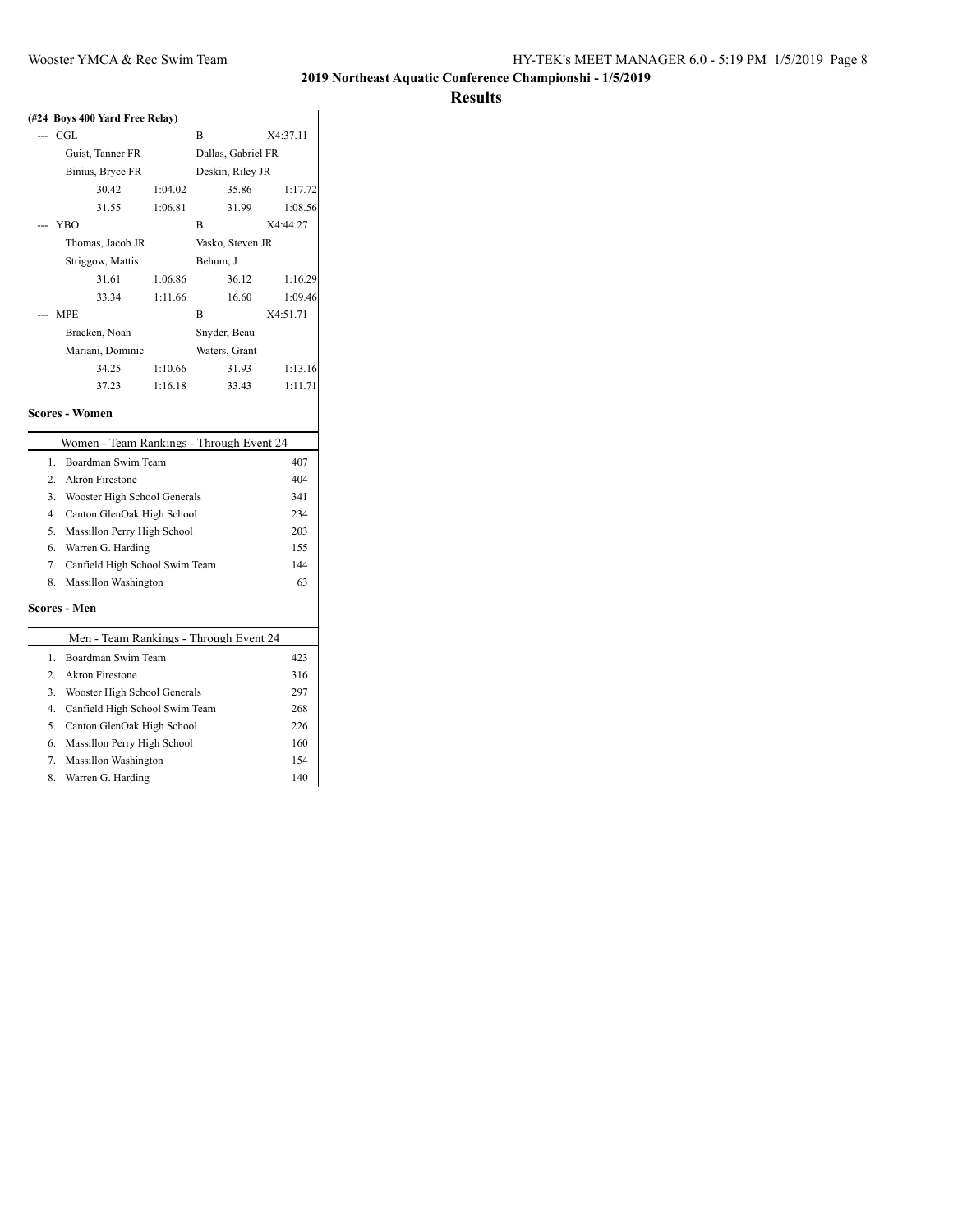**(#24 Boys 400 Yard Free Relay)**

| | | | | | |
|---|---|---|---|---|---|
| --- | CGL | | B | | X4:37.11 |
| | Guist, Tanner FR | | Dallas, Gabriel FR | | |
| | Binius, Bryce FR | | Deskin, Riley JR | | |
| | 30.42 | 1:04.02 | 35.86 | 1:17.72 | |
| | 31.55 | 1:06.81 | 31.99 | 1:08.56 | |
| --- | YBO | | B | | X4:44.27 |
| | Thomas, Jacob JR | | Vasko, Steven JR | | |
| | Striggow, Mattis | | Behum, J | | |
| | 31.61 | 1:06.86 | 36.12 | 1:16.29 | |
| | 33.34 | 1:11.66 | 16.60 | 1:09.46 | |
| --- | MPE | | B | | X4:51.71 |
| | Bracken, Noah | | Snyder, Beau | | |
| | Mariani, Dominic | | Waters, Grant | | |
| | 34.25 | 1:10.66 | 31.93 | 1:13.16 | |
| | 37.23 | 1:16.18 | 33.43 | 1:11.71 | |

**Scores - Women**

| Women - Team Rankings - Through Event 24 | | |
|---|---|---|
| 1. | Boardman Swim Team | 407 |
| 2. | Akron Firestone | 404 |
| 3. | Wooster High School Generals | 341 |
| 4. | Canton GlenOak High School | 234 |
| 5. | Massillon Perry High School | 203 |
| 6. | Warren G. Harding | 155 |
| 7. | Canfield High School Swim Team | 144 |
| 8. | Massillon Washington | 63 |

**Scores - Men**

| Men - Team Rankings - Through Event 24 | | |
|---|---|---|
| 1. | Boardman Swim Team | 423 |
| 2. | Akron Firestone | 316 |
| 3. | Wooster High School Generals | 297 |
| 4. | Canfield High School Swim Team | 268 |
| 5. | Canton GlenOak High School | 226 |
| 6. | Massillon Perry High School | 160 |
| 7. | Massillon Washington | 154 |
| 8. | Warren G. Harding | 140 |